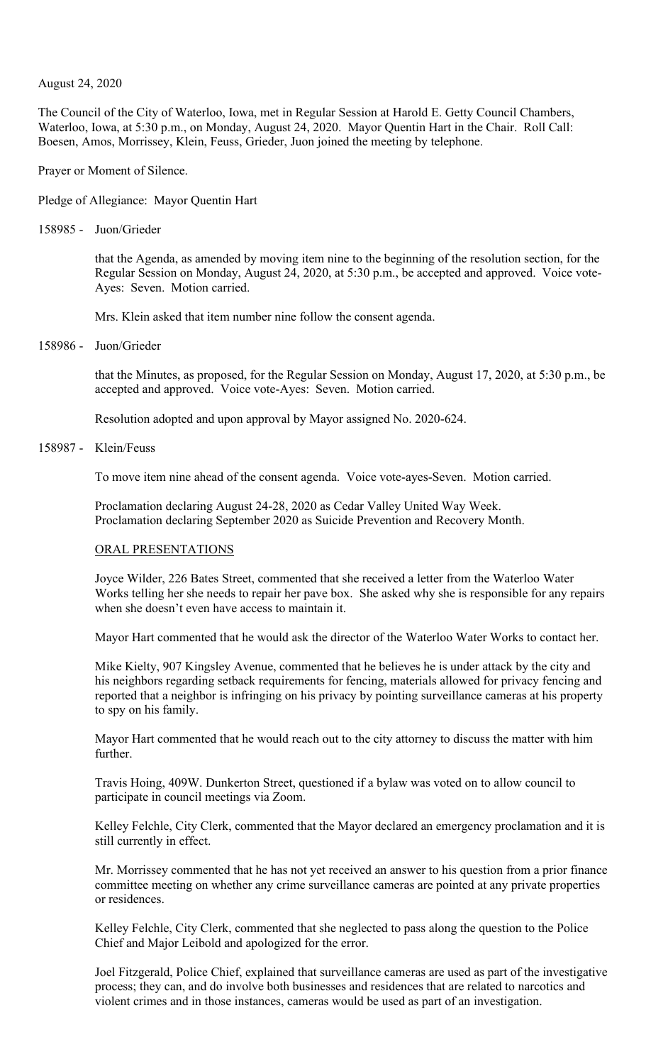August 24, 2020

The Council of the City of Waterloo, Iowa, met in Regular Session at Harold E. Getty Council Chambers, Waterloo, Iowa, at 5:30 p.m., on Monday, August 24, 2020. Mayor Quentin Hart in the Chair. Roll Call: Boesen, Amos, Morrissey, Klein, Feuss, Grieder, Juon joined the meeting by telephone.

Prayer or Moment of Silence.

Pledge of Allegiance: Mayor Quentin Hart

158985 - Juon/Grieder

that the Agenda, as amended by moving item nine to the beginning of the resolution section, for the Regular Session on Monday, August 24, 2020, at 5:30 p.m., be accepted and approved. Voice vote-Ayes: Seven. Motion carried.

Mrs. Klein asked that item number nine follow the consent agenda.

158986 - Juon/Grieder

that the Minutes, as proposed, for the Regular Session on Monday, August 17, 2020, at 5:30 p.m., be accepted and approved. Voice vote-Ayes: Seven. Motion carried.

Resolution adopted and upon approval by Mayor assigned No. 2020-624.

158987 - Klein/Feuss

To move item nine ahead of the consent agenda. Voice vote-ayes-Seven. Motion carried.

Proclamation declaring August 24-28, 2020 as Cedar Valley United Way Week.
Proclamation declaring September 2020 as Suicide Prevention and Recovery Month.

ORAL PRESENTATIONS

Joyce Wilder, 226 Bates Street, commented that she received a letter from the Waterloo Water Works telling her she needs to repair her pave box. She asked why she is responsible for any repairs when she doesn't even have access to maintain it.

Mayor Hart commented that he would ask the director of the Waterloo Water Works to contact her.

Mike Kielty, 907 Kingsley Avenue, commented that he believes he is under attack by the city and his neighbors regarding setback requirements for fencing, materials allowed for privacy fencing and reported that a neighbor is infringing on his privacy by pointing surveillance cameras at his property to spy on his family.

Mayor Hart commented that he would reach out to the city attorney to discuss the matter with him further.

Travis Hoing, 409W. Dunkerton Street, questioned if a bylaw was voted on to allow council to participate in council meetings via Zoom.

Kelley Felchle, City Clerk, commented that the Mayor declared an emergency proclamation and it is still currently in effect.

Mr. Morrissey commented that he has not yet received an answer to his question from a prior finance committee meeting on whether any crime surveillance cameras are pointed at any private properties or residences.

Kelley Felchle, City Clerk, commented that she neglected to pass along the question to the Police Chief and Major Leibold and apologized for the error.

Joel Fitzgerald, Police Chief, explained that surveillance cameras are used as part of the investigative process; they can, and do involve both businesses and residences that are related to narcotics and violent crimes and in those instances, cameras would be used as part of an investigation.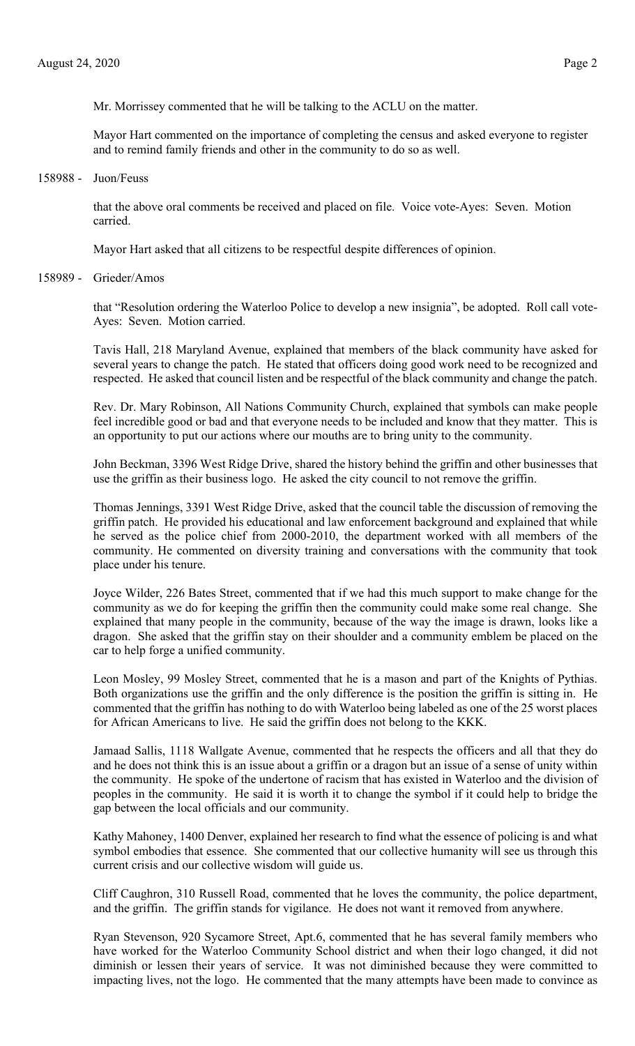Mr. Morrissey commented that he will be talking to the ACLU on the matter.

Mayor Hart commented on the importance of completing the census and asked everyone to register and to remind family friends and other in the community to do so as well.

158988 - Juon/Feuss

that the above oral comments be received and placed on file. Voice vote-Ayes: Seven. Motion carried.

Mayor Hart asked that all citizens to be respectful despite differences of opinion.

158989 - Grieder/Amos

that "Resolution ordering the Waterloo Police to develop a new insignia", be adopted. Roll call vote-Ayes: Seven. Motion carried.

Tavis Hall, 218 Maryland Avenue, explained that members of the black community have asked for several years to change the patch. He stated that officers doing good work need to be recognized and respected. He asked that council listen and be respectful of the black community and change the patch.

Rev. Dr. Mary Robinson, All Nations Community Church, explained that symbols can make people feel incredible good or bad and that everyone needs to be included and know that they matter. This is an opportunity to put our actions where our mouths are to bring unity to the community.

John Beckman, 3396 West Ridge Drive, shared the history behind the griffin and other businesses that use the griffin as their business logo. He asked the city council to not remove the griffin.

Thomas Jennings, 3391 West Ridge Drive, asked that the council table the discussion of removing the griffin patch. He provided his educational and law enforcement background and explained that while he served as the police chief from 2000-2010, the department worked with all members of the community. He commented on diversity training and conversations with the community that took place under his tenure.

Joyce Wilder, 226 Bates Street, commented that if we had this much support to make change for the community as we do for keeping the griffin then the community could make some real change. She explained that many people in the community, because of the way the image is drawn, looks like a dragon. She asked that the griffin stay on their shoulder and a community emblem be placed on the car to help forge a unified community.

Leon Mosley, 99 Mosley Street, commented that he is a mason and part of the Knights of Pythias. Both organizations use the griffin and the only difference is the position the griffin is sitting in. He commented that the griffin has nothing to do with Waterloo being labeled as one of the 25 worst places for African Americans to live. He said the griffin does not belong to the KKK.

Jamaad Sallis, 1118 Wallgate Avenue, commented that he respects the officers and all that they do and he does not think this is an issue about a griffin or a dragon but an issue of a sense of unity within the community. He spoke of the undertone of racism that has existed in Waterloo and the division of peoples in the community. He said it is worth it to change the symbol if it could help to bridge the gap between the local officials and our community.

Kathy Mahoney, 1400 Denver, explained her research to find what the essence of policing is and what symbol embodies that essence. She commented that our collective humanity will see us through this current crisis and our collective wisdom will guide us.

Cliff Caughron, 310 Russell Road, commented that he loves the community, the police department, and the griffin. The griffin stands for vigilance. He does not want it removed from anywhere.

Ryan Stevenson, 920 Sycamore Street, Apt.6, commented that he has several family members who have worked for the Waterloo Community School district and when their logo changed, it did not diminish or lessen their years of service. It was not diminished because they were committed to impacting lives, not the logo. He commented that the many attempts have been made to convince as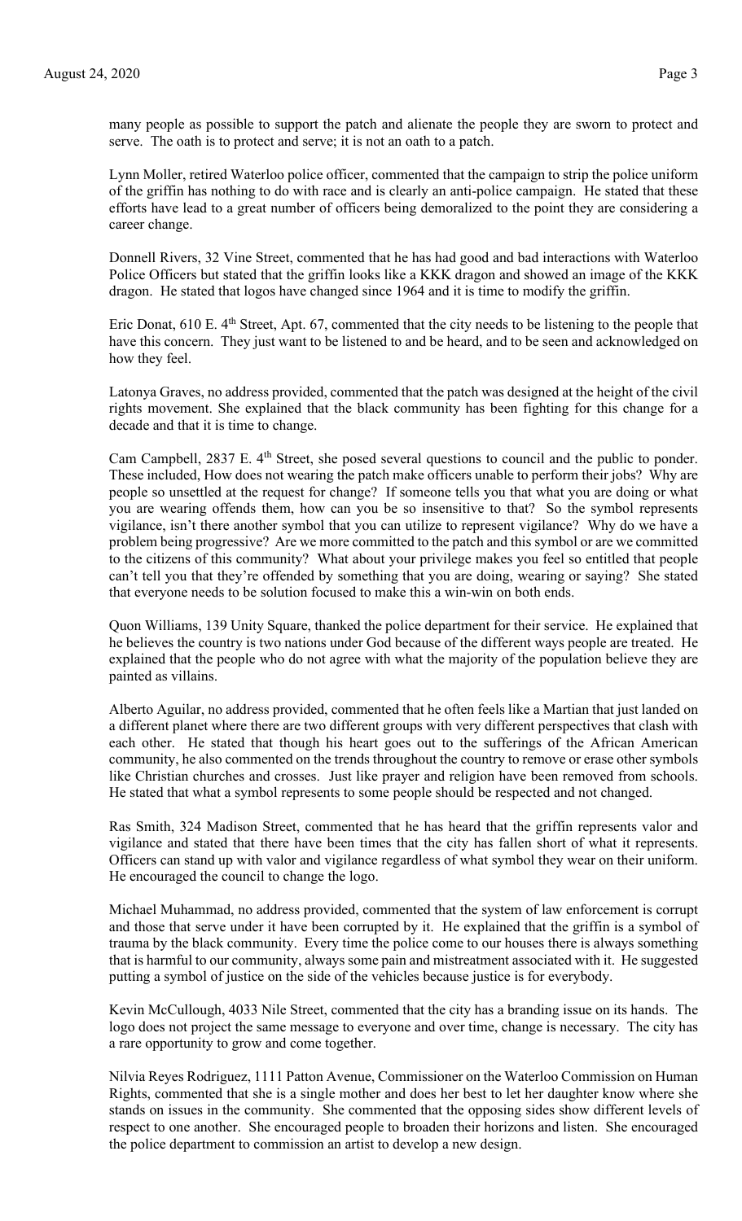many people as possible to support the patch and alienate the people they are sworn to protect and serve. The oath is to protect and serve; it is not an oath to a patch.

Lynn Moller, retired Waterloo police officer, commented that the campaign to strip the police uniform of the griffin has nothing to do with race and is clearly an anti-police campaign. He stated that these efforts have lead to a great number of officers being demoralized to the point they are considering a career change.

Donnell Rivers, 32 Vine Street, commented that he has had good and bad interactions with Waterloo Police Officers but stated that the griffin looks like a KKK dragon and showed an image of the KKK dragon. He stated that logos have changed since 1964 and it is time to modify the griffin.

Eric Donat, 610 E. 4th Street, Apt. 67, commented that the city needs to be listening to the people that have this concern. They just want to be listened to and be heard, and to be seen and acknowledged on how they feel.

Latonya Graves, no address provided, commented that the patch was designed at the height of the civil rights movement. She explained that the black community has been fighting for this change for a decade and that it is time to change.

Cam Campbell, 2837 E. 4th Street, she posed several questions to council and the public to ponder. These included, How does not wearing the patch make officers unable to perform their jobs? Why are people so unsettled at the request for change? If someone tells you that what you are doing or what you are wearing offends them, how can you be so insensitive to that? So the symbol represents vigilance, isn't there another symbol that you can utilize to represent vigilance? Why do we have a problem being progressive? Are we more committed to the patch and this symbol or are we committed to the citizens of this community? What about your privilege makes you feel so entitled that people can't tell you that they're offended by something that you are doing, wearing or saying? She stated that everyone needs to be solution focused to make this a win-win on both ends.

Quon Williams, 139 Unity Square, thanked the police department for their service. He explained that he believes the country is two nations under God because of the different ways people are treated. He explained that the people who do not agree with what the majority of the population believe they are painted as villains.

Alberto Aguilar, no address provided, commented that he often feels like a Martian that just landed on a different planet where there are two different groups with very different perspectives that clash with each other. He stated that though his heart goes out to the sufferings of the African American community, he also commented on the trends throughout the country to remove or erase other symbols like Christian churches and crosses. Just like prayer and religion have been removed from schools. He stated that what a symbol represents to some people should be respected and not changed.

Ras Smith, 324 Madison Street, commented that he has heard that the griffin represents valor and vigilance and stated that there have been times that the city has fallen short of what it represents. Officers can stand up with valor and vigilance regardless of what symbol they wear on their uniform. He encouraged the council to change the logo.

Michael Muhammad, no address provided, commented that the system of law enforcement is corrupt and those that serve under it have been corrupted by it. He explained that the griffin is a symbol of trauma by the black community. Every time the police come to our houses there is always something that is harmful to our community, always some pain and mistreatment associated with it. He suggested putting a symbol of justice on the side of the vehicles because justice is for everybody.

Kevin McCullough, 4033 Nile Street, commented that the city has a branding issue on its hands. The logo does not project the same message to everyone and over time, change is necessary. The city has a rare opportunity to grow and come together.

Nilvia Reyes Rodriguez, 1111 Patton Avenue, Commissioner on the Waterloo Commission on Human Rights, commented that she is a single mother and does her best to let her daughter know where she stands on issues in the community. She commented that the opposing sides show different levels of respect to one another. She encouraged people to broaden their horizons and listen. She encouraged the police department to commission an artist to develop a new design.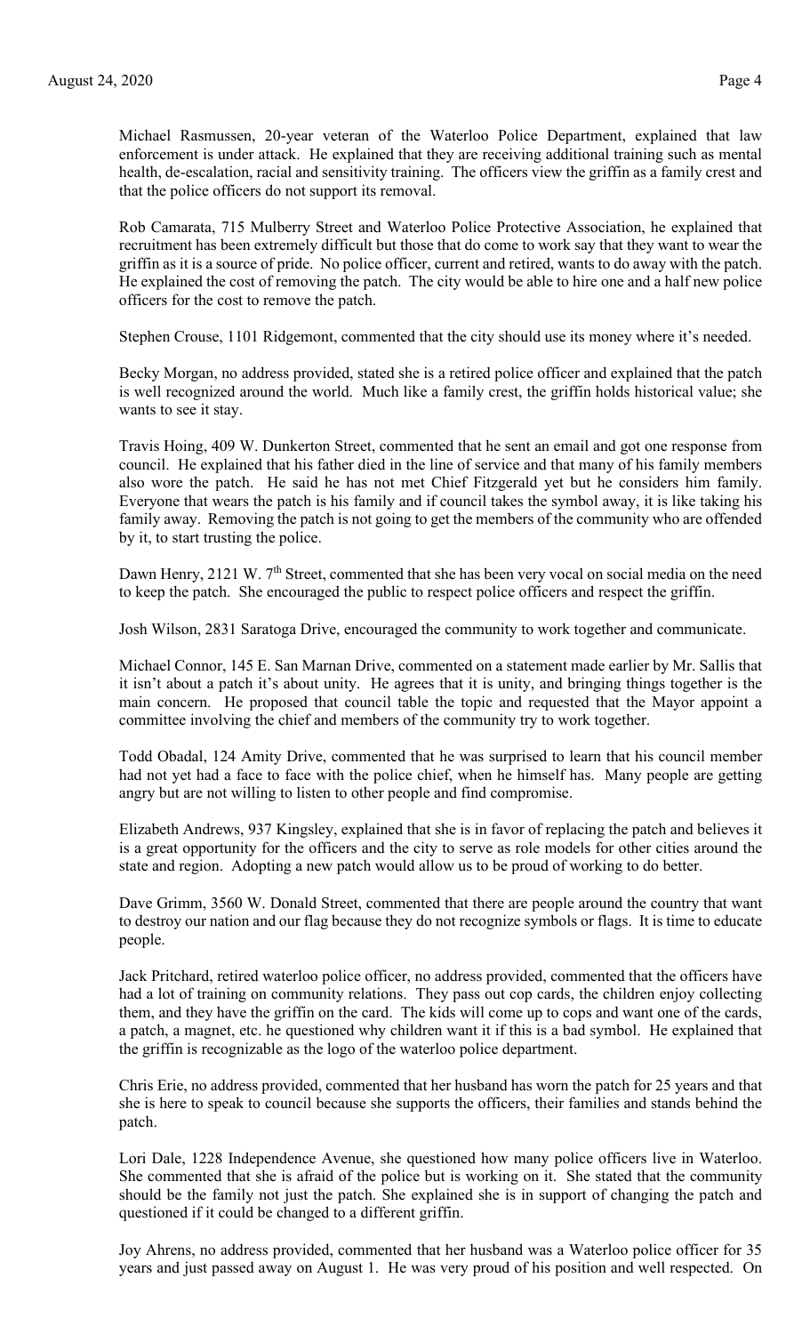Michael Rasmussen, 20-year veteran of the Waterloo Police Department, explained that law enforcement is under attack. He explained that they are receiving additional training such as mental health, de-escalation, racial and sensitivity training. The officers view the griffin as a family crest and that the police officers do not support its removal.

Rob Camarata, 715 Mulberry Street and Waterloo Police Protective Association, he explained that recruitment has been extremely difficult but those that do come to work say that they want to wear the griffin as it is a source of pride. No police officer, current and retired, wants to do away with the patch. He explained the cost of removing the patch. The city would be able to hire one and a half new police officers for the cost to remove the patch.

Stephen Crouse, 1101 Ridgemont, commented that the city should use its money where it's needed.

Becky Morgan, no address provided, stated she is a retired police officer and explained that the patch is well recognized around the world. Much like a family crest, the griffin holds historical value; she wants to see it stay.

Travis Hoing, 409 W. Dunkerton Street, commented that he sent an email and got one response from council. He explained that his father died in the line of service and that many of his family members also wore the patch. He said he has not met Chief Fitzgerald yet but he considers him family. Everyone that wears the patch is his family and if council takes the symbol away, it is like taking his family away. Removing the patch is not going to get the members of the community who are offended by it, to start trusting the police.

Dawn Henry, 2121 W. 7th Street, commented that she has been very vocal on social media on the need to keep the patch. She encouraged the public to respect police officers and respect the griffin.

Josh Wilson, 2831 Saratoga Drive, encouraged the community to work together and communicate.

Michael Connor, 145 E. San Marnan Drive, commented on a statement made earlier by Mr. Sallis that it isn't about a patch it's about unity. He agrees that it is unity, and bringing things together is the main concern. He proposed that council table the topic and requested that the Mayor appoint a committee involving the chief and members of the community try to work together.

Todd Obadal, 124 Amity Drive, commented that he was surprised to learn that his council member had not yet had a face to face with the police chief, when he himself has. Many people are getting angry but are not willing to listen to other people and find compromise.

Elizabeth Andrews, 937 Kingsley, explained that she is in favor of replacing the patch and believes it is a great opportunity for the officers and the city to serve as role models for other cities around the state and region. Adopting a new patch would allow us to be proud of working to do better.

Dave Grimm, 3560 W. Donald Street, commented that there are people around the country that want to destroy our nation and our flag because they do not recognize symbols or flags. It is time to educate people.

Jack Pritchard, retired waterloo police officer, no address provided, commented that the officers have had a lot of training on community relations. They pass out cop cards, the children enjoy collecting them, and they have the griffin on the card. The kids will come up to cops and want one of the cards, a patch, a magnet, etc. he questioned why children want it if this is a bad symbol. He explained that the griffin is recognizable as the logo of the waterloo police department.

Chris Erie, no address provided, commented that her husband has worn the patch for 25 years and that she is here to speak to council because she supports the officers, their families and stands behind the patch.

Lori Dale, 1228 Independence Avenue, she questioned how many police officers live in Waterloo. She commented that she is afraid of the police but is working on it. She stated that the community should be the family not just the patch. She explained she is in support of changing the patch and questioned if it could be changed to a different griffin.

Joy Ahrens, no address provided, commented that her husband was a Waterloo police officer for 35 years and just passed away on August 1. He was very proud of his position and well respected. On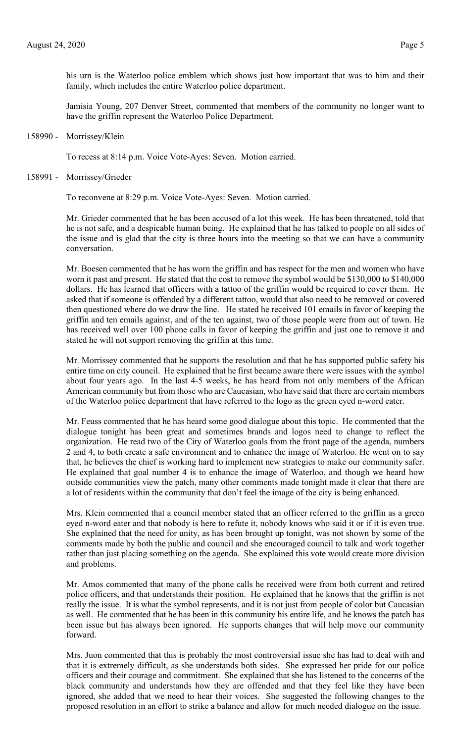his urn is the Waterloo police emblem which shows just how important that was to him and their family, which includes the entire Waterloo police department.

Jamisia Young, 207 Denver Street, commented that members of the community no longer want to have the griffin represent the Waterloo Police Department.

158990 - Morrissey/Klein

To recess at 8:14 p.m. Voice Vote-Ayes: Seven. Motion carried.

158991 - Morrissey/Grieder

To reconvene at 8:29 p.m. Voice Vote-Ayes: Seven. Motion carried.

Mr. Grieder commented that he has been accused of a lot this week. He has been threatened, told that he is not safe, and a despicable human being. He explained that he has talked to people on all sides of the issue and is glad that the city is three hours into the meeting so that we can have a community conversation.

Mr. Boesen commented that he has worn the griffin and has respect for the men and women who have worn it past and present. He stated that the cost to remove the symbol would be $130,000 to $140,000 dollars. He has learned that officers with a tattoo of the griffin would be required to cover them. He asked that if someone is offended by a different tattoo, would that also need to be removed or covered then questioned where do we draw the line. He stated he received 101 emails in favor of keeping the griffin and ten emails against, and of the ten against, two of those people were from out of town. He has received well over 100 phone calls in favor of keeping the griffin and just one to remove it and stated he will not support removing the griffin at this time.

Mr. Morrissey commented that he supports the resolution and that he has supported public safety his entire time on city council. He explained that he first became aware there were issues with the symbol about four years ago. In the last 4-5 weeks, he has heard from not only members of the African American community but from those who are Caucasian, who have said that there are certain members of the Waterloo police department that have referred to the logo as the green eyed n-word eater.

Mr. Feuss commented that he has heard some good dialogue about this topic. He commented that the dialogue tonight has been great and sometimes brands and logos need to change to reflect the organization. He read two of the City of Waterloo goals from the front page of the agenda, numbers 2 and 4, to both create a safe environment and to enhance the image of Waterloo. He went on to say that, he believes the chief is working hard to implement new strategies to make our community safer. He explained that goal number 4 is to enhance the image of Waterloo, and though we heard how outside communities view the patch, many other comments made tonight made it clear that there are a lot of residents within the community that don't feel the image of the city is being enhanced.

Mrs. Klein commented that a council member stated that an officer referred to the griffin as a green eyed n-word eater and that nobody is here to refute it, nobody knows who said it or if it is even true. She explained that the need for unity, as has been brought up tonight, was not shown by some of the comments made by both the public and council and she encouraged council to talk and work together rather than just placing something on the agenda. She explained this vote would create more division and problems.

Mr. Amos commented that many of the phone calls he received were from both current and retired police officers, and that understands their position. He explained that he knows that the griffin is not really the issue. It is what the symbol represents, and it is not just from people of color but Caucasian as well. He commented that he has been in this community his entire life, and he knows the patch has been issue but has always been ignored. He supports changes that will help move our community forward.

Mrs. Juon commented that this is probably the most controversial issue she has had to deal with and that it is extremely difficult, as she understands both sides. She expressed her pride for our police officers and their courage and commitment. She explained that she has listened to the concerns of the black community and understands how they are offended and that they feel like they have been ignored, she added that we need to hear their voices. She suggested the following changes to the proposed resolution in an effort to strike a balance and allow for much needed dialogue on the issue.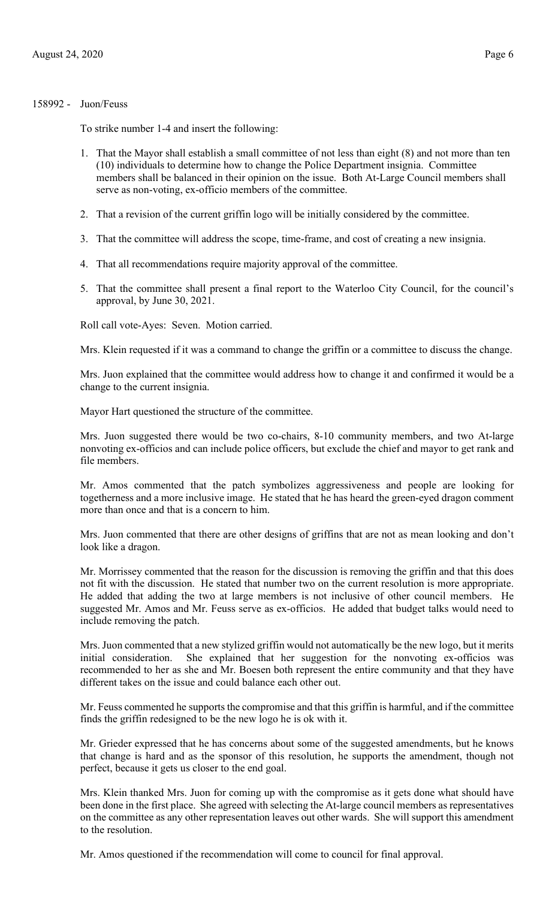158992 - Juon/Feuss

To strike number 1-4 and insert the following:

1. That the Mayor shall establish a small committee of not less than eight (8) and not more than ten (10) individuals to determine how to change the Police Department insignia. Committee members shall be balanced in their opinion on the issue. Both At-Large Council members shall serve as non-voting, ex-officio members of the committee.
2. That a revision of the current griffin logo will be initially considered by the committee.
3. That the committee will address the scope, time-frame, and cost of creating a new insignia.
4. That all recommendations require majority approval of the committee.
5. That the committee shall present a final report to the Waterloo City Council, for the council's approval, by June 30, 2021.

Roll call vote-Ayes: Seven. Motion carried.

Mrs. Klein requested if it was a command to change the griffin or a committee to discuss the change.

Mrs. Juon explained that the committee would address how to change it and confirmed it would be a change to the current insignia.

Mayor Hart questioned the structure of the committee.

Mrs. Juon suggested there would be two co-chairs, 8-10 community members, and two At-large nonvoting ex-officios and can include police officers, but exclude the chief and mayor to get rank and file members.

Mr. Amos commented that the patch symbolizes aggressiveness and people are looking for togetherness and a more inclusive image. He stated that he has heard the green-eyed dragon comment more than once and that is a concern to him.

Mrs. Juon commented that there are other designs of griffins that are not as mean looking and don't look like a dragon.

Mr. Morrissey commented that the reason for the discussion is removing the griffin and that this does not fit with the discussion. He stated that number two on the current resolution is more appropriate. He added that adding the two at large members is not inclusive of other council members. He suggested Mr. Amos and Mr. Feuss serve as ex-officios. He added that budget talks would need to include removing the patch.

Mrs. Juon commented that a new stylized griffin would not automatically be the new logo, but it merits initial consideration. She explained that her suggestion for the nonvoting ex-officios was recommended to her as she and Mr. Boesen both represent the entire community and that they have different takes on the issue and could balance each other out.

Mr. Feuss commented he supports the compromise and that this griffin is harmful, and if the committee finds the griffin redesigned to be the new logo he is ok with it.

Mr. Grieder expressed that he has concerns about some of the suggested amendments, but he knows that change is hard and as the sponsor of this resolution, he supports the amendment, though not perfect, because it gets us closer to the end goal.

Mrs. Klein thanked Mrs. Juon for coming up with the compromise as it gets done what should have been done in the first place. She agreed with selecting the At-large council members as representatives on the committee as any other representation leaves out other wards. She will support this amendment to the resolution.

Mr. Amos questioned if the recommendation will come to council for final approval.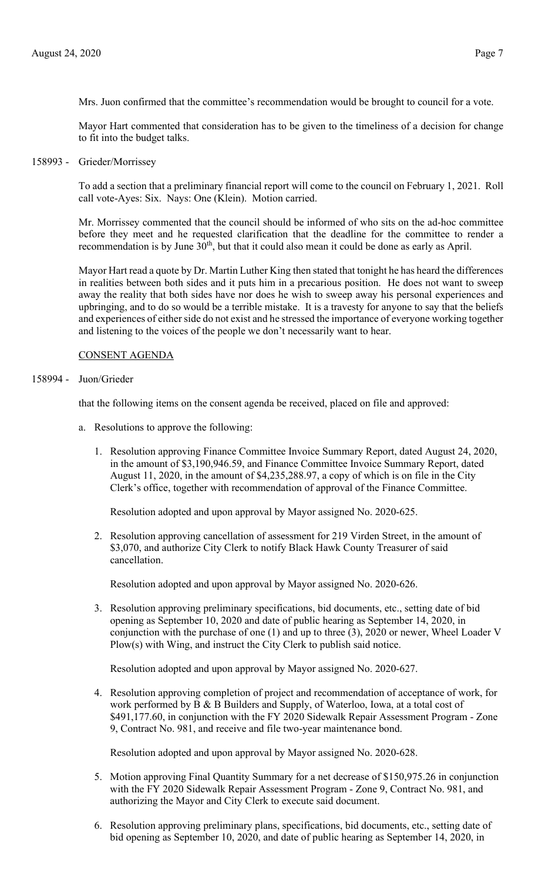Mrs. Juon confirmed that the committee's recommendation would be brought to council for a vote.

Mayor Hart commented that consideration has to be given to the timeliness of a decision for change to fit into the budget talks.

158993 - Grieder/Morrissey

To add a section that a preliminary financial report will come to the council on February 1, 2021. Roll call vote-Ayes: Six. Nays: One (Klein). Motion carried.

Mr. Morrissey commented that the council should be informed of who sits on the ad-hoc committee before they meet and he requested clarification that the deadline for the committee to render a recommendation is by June 30th, but that it could also mean it could be done as early as April.

Mayor Hart read a quote by Dr. Martin Luther King then stated that tonight he has heard the differences in realities between both sides and it puts him in a precarious position. He does not want to sweep away the reality that both sides have nor does he wish to sweep away his personal experiences and upbringing, and to do so would be a terrible mistake. It is a travesty for anyone to say that the beliefs and experiences of either side do not exist and he stressed the importance of everyone working together and listening to the voices of the people we don't necessarily want to hear.

CONSENT AGENDA

158994 - Juon/Grieder

that the following items on the consent agenda be received, placed on file and approved:

a. Resolutions to approve the following:

1. Resolution approving Finance Committee Invoice Summary Report, dated August 24, 2020, in the amount of $3,190,946.59, and Finance Committee Invoice Summary Report, dated August 11, 2020, in the amount of $4,235,288.97, a copy of which is on file in the City Clerk's office, together with recommendation of approval of the Finance Committee.

   Resolution adopted and upon approval by Mayor assigned No. 2020-625.

2. Resolution approving cancellation of assessment for 219 Virden Street, in the amount of $3,070, and authorize City Clerk to notify Black Hawk County Treasurer of said cancellation.

   Resolution adopted and upon approval by Mayor assigned No. 2020-626.

3. Resolution approving preliminary specifications, bid documents, etc., setting date of bid opening as September 10, 2020 and date of public hearing as September 14, 2020, in conjunction with the purchase of one (1) and up to three (3), 2020 or newer, Wheel Loader V Plow(s) with Wing, and instruct the City Clerk to publish said notice.

   Resolution adopted and upon approval by Mayor assigned No. 2020-627.

4. Resolution approving completion of project and recommendation of acceptance of work, for work performed by B & B Builders and Supply, of Waterloo, Iowa, at a total cost of $491,177.60, in conjunction with the FY 2020 Sidewalk Repair Assessment Program - Zone 9, Contract No. 981, and receive and file two-year maintenance bond.

   Resolution adopted and upon approval by Mayor assigned No. 2020-628.

5. Motion approving Final Quantity Summary for a net decrease of $150,975.26 in conjunction with the FY 2020 Sidewalk Repair Assessment Program - Zone 9, Contract No. 981, and authorizing the Mayor and City Clerk to execute said document.

6. Resolution approving preliminary plans, specifications, bid documents, etc., setting date of bid opening as September 10, 2020, and date of public hearing as September 14, 2020, in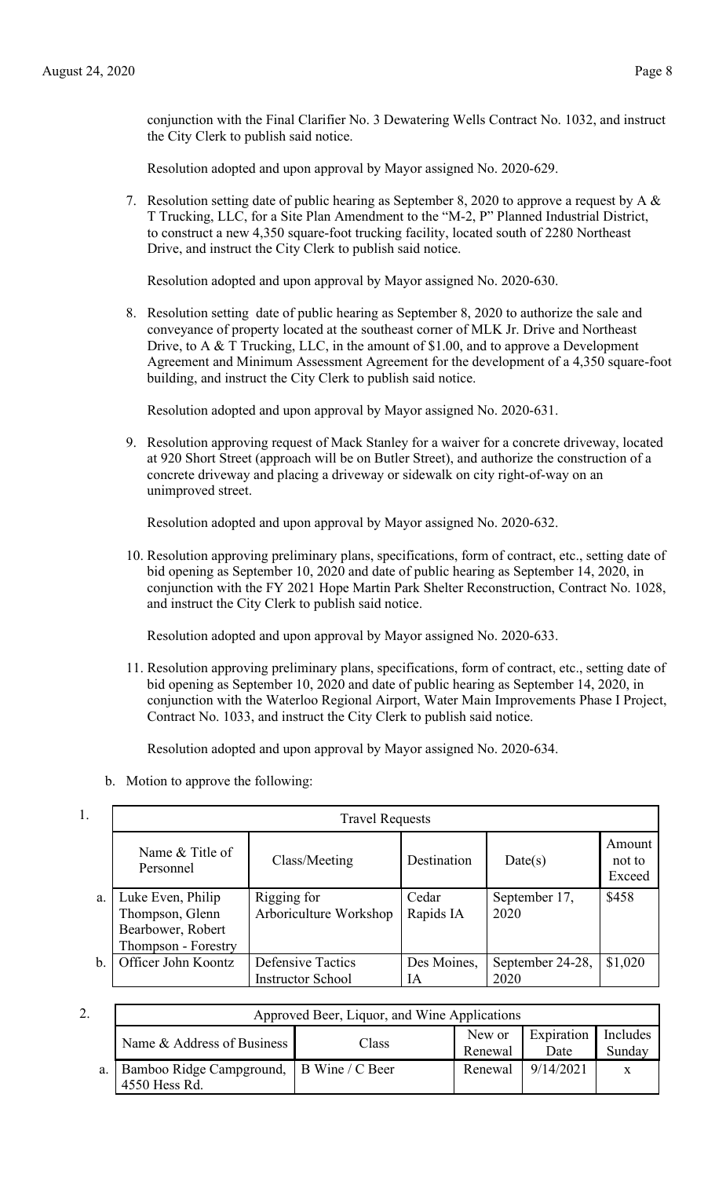conjunction with the Final Clarifier No. 3 Dewatering Wells Contract No. 1032, and instruct the City Clerk to publish said notice.

Resolution adopted and upon approval by Mayor assigned No. 2020-629.

7. Resolution setting date of public hearing as September 8, 2020 to approve a request by A & T Trucking, LLC, for a Site Plan Amendment to the "M-2, P" Planned Industrial District, to construct a new 4,350 square-foot trucking facility, located south of 2280 Northeast Drive, and instruct the City Clerk to publish said notice.

   Resolution adopted and upon approval by Mayor assigned No. 2020-630.

8. Resolution setting date of public hearing as September 8, 2020 to authorize the sale and conveyance of property located at the southeast corner of MLK Jr. Drive and Northeast Drive, to A & T Trucking, LLC, in the amount of $1.00, and to approve a Development Agreement and Minimum Assessment Agreement for the development of a 4,350 square-foot building, and instruct the City Clerk to publish said notice.

   Resolution adopted and upon approval by Mayor assigned No. 2020-631.

9. Resolution approving request of Mack Stanley for a waiver for a concrete driveway, located at 920 Short Street (approach will be on Butler Street), and authorize the construction of a concrete driveway and placing a driveway or sidewalk on city right-of-way on an unimproved street.

   Resolution adopted and upon approval by Mayor assigned No. 2020-632.

10. Resolution approving preliminary plans, specifications, form of contract, etc., setting date of bid opening as September 10, 2020 and date of public hearing as September 14, 2020, in conjunction with the FY 2021 Hope Martin Park Shelter Reconstruction, Contract No. 1028, and instruct the City Clerk to publish said notice.

    Resolution adopted and upon approval by Mayor assigned No. 2020-633.

11. Resolution approving preliminary plans, specifications, form of contract, etc., setting date of bid opening as September 10, 2020 and date of public hearing as September 14, 2020, in conjunction with the Waterloo Regional Airport, Water Main Improvements Phase I Project, Contract No. 1033, and instruct the City Clerk to publish said notice.

    Resolution adopted and upon approval by Mayor assigned No. 2020-634.

b. Motion to approve the following:

1. Travel Requests

| | Name & Title of Personnel | Class/Meeting | Destination | Date(s) | Amount not to Exceed |
|---|---|---|---|---|---|
| a. | Luke Even, Philip Thompson, Glenn Bearbower, Robert Thompson - Forestry | Rigging for Arboriculture Workshop | Cedar Rapids IA | September 17, 2020 | $458 |
| b. | Officer John Koontz | Defensive Tactics Instructor School | Des Moines, IA | September 24-28, 2020 | $1,020 |

2. Approved Beer, Liquor, and Wine Applications

| | Name & Address of Business | Class | New or Renewal | Expiration Date | Includes Sunday |
|---|---|---|---|---|---|
| a. | Bamboo Ridge Campground, 4550 Hess Rd. | B Wine / C Beer | Renewal | 9/14/2021 | x |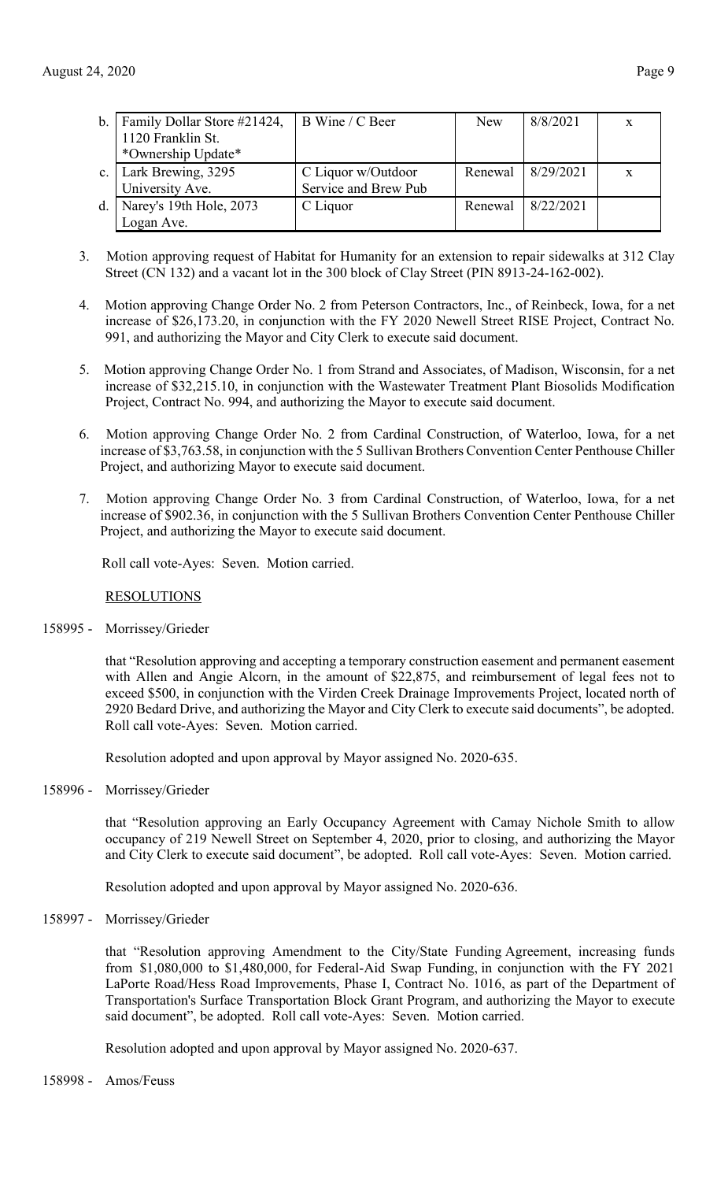| b. | Family Dollar Store #21424, 1120 Franklin St. *Ownership Update* | B Wine / C Beer | New | 8/8/2021 | x |
|---|---|---|---|---|---|
| c. | Lark Brewing, 3295 University Ave. | C Liquor w/Outdoor Service and Brew Pub | Renewal | 8/29/2021 | x |
| d. | Narey's 19th Hole, 2073 Logan Ave. | C Liquor | Renewal | 8/22/2021 | |

3. Motion approving request of Habitat for Humanity for an extension to repair sidewalks at 312 Clay Street (CN 132) and a vacant lot in the 300 block of Clay Street (PIN 8913-24-162-002).

4. Motion approving Change Order No. 2 from Peterson Contractors, Inc., of Reinbeck, Iowa, for a net increase of $26,173.20, in conjunction with the FY 2020 Newell Street RISE Project, Contract No. 991, and authorizing the Mayor and City Clerk to execute said document.

5. Motion approving Change Order No. 1 from Strand and Associates, of Madison, Wisconsin, for a net increase of $32,215.10, in conjunction with the Wastewater Treatment Plant Biosolids Modification Project, Contract No. 994, and authorizing the Mayor to execute said document.

6. Motion approving Change Order No. 2 from Cardinal Construction, of Waterloo, Iowa, for a net increase of $3,763.58, in conjunction with the 5 Sullivan Brothers Convention Center Penthouse Chiller Project, and authorizing Mayor to execute said document.

7. Motion approving Change Order No. 3 from Cardinal Construction, of Waterloo, Iowa, for a net increase of $902.36, in conjunction with the 5 Sullivan Brothers Convention Center Penthouse Chiller Project, and authorizing the Mayor to execute said document.

Roll call vote-Ayes: Seven. Motion carried.

RESOLUTIONS

158995 - Morrissey/Grieder

that "Resolution approving and accepting a temporary construction easement and permanent easement with Allen and Angie Alcorn, in the amount of $22,875, and reimbursement of legal fees not to exceed $500, in conjunction with the Virden Creek Drainage Improvements Project, located north of 2920 Bedard Drive, and authorizing the Mayor and City Clerk to execute said documents", be adopted. Roll call vote-Ayes: Seven. Motion carried.

Resolution adopted and upon approval by Mayor assigned No. 2020-635.

158996 - Morrissey/Grieder

that "Resolution approving an Early Occupancy Agreement with Camay Nichole Smith to allow occupancy of 219 Newell Street on September 4, 2020, prior to closing, and authorizing the Mayor and City Clerk to execute said document", be adopted. Roll call vote-Ayes: Seven. Motion carried.

Resolution adopted and upon approval by Mayor assigned No. 2020-636.

158997 - Morrissey/Grieder

that "Resolution approving Amendment to the City/State Funding Agreement, increasing funds from $1,080,000 to $1,480,000, for Federal-Aid Swap Funding, in conjunction with the FY 2021 LaPorte Road/Hess Road Improvements, Phase I, Contract No. 1016, as part of the Department of Transportation's Surface Transportation Block Grant Program, and authorizing the Mayor to execute said document", be adopted. Roll call vote-Ayes: Seven. Motion carried.

Resolution adopted and upon approval by Mayor assigned No. 2020-637.

158998 - Amos/Feuss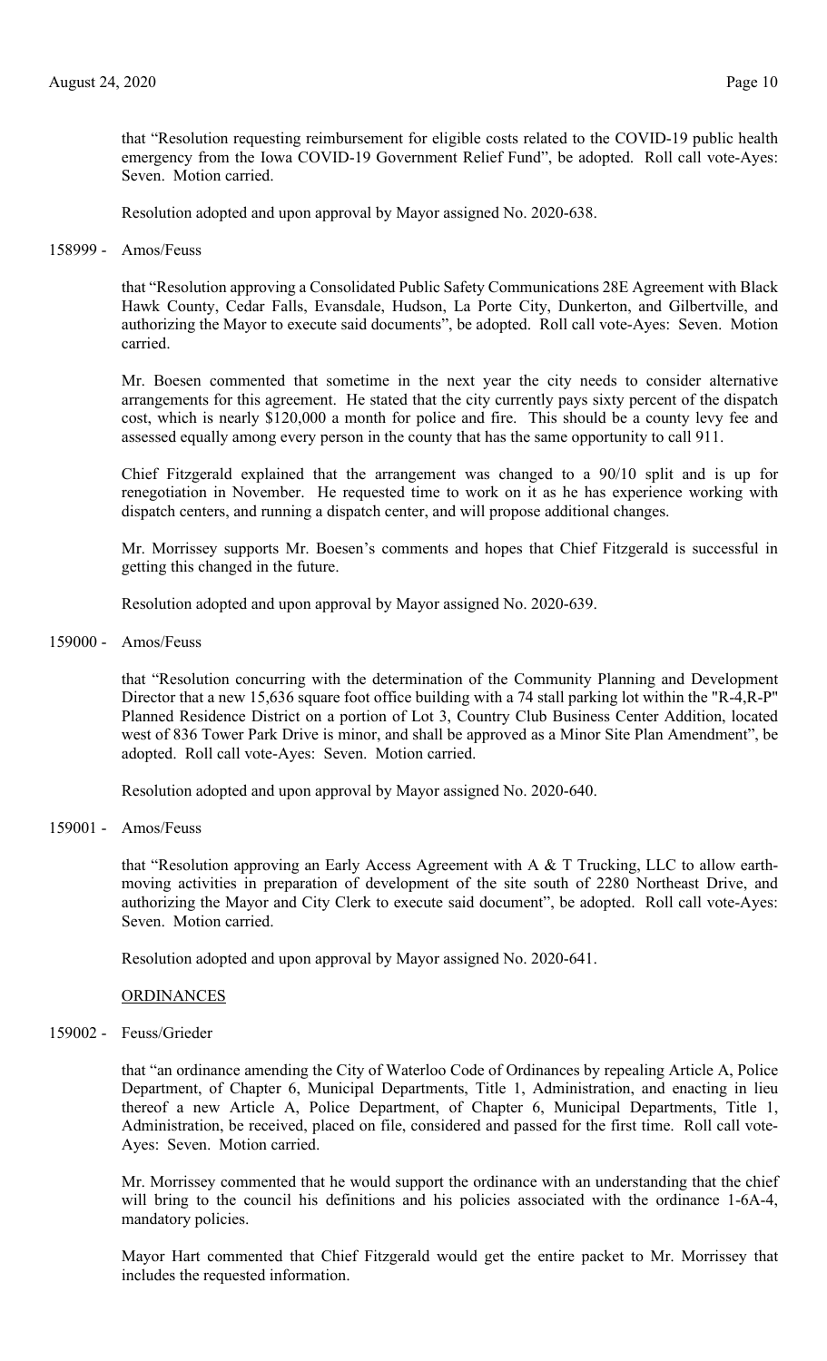that "Resolution requesting reimbursement for eligible costs related to the COVID-19 public health emergency from the Iowa COVID-19 Government Relief Fund", be adopted. Roll call vote-Ayes: Seven. Motion carried.

Resolution adopted and upon approval by Mayor assigned No. 2020-638.

158999 - Amos/Feuss

that "Resolution approving a Consolidated Public Safety Communications 28E Agreement with Black Hawk County, Cedar Falls, Evansdale, Hudson, La Porte City, Dunkerton, and Gilbertville, and authorizing the Mayor to execute said documents", be adopted. Roll call vote-Ayes: Seven. Motion carried.

Mr. Boesen commented that sometime in the next year the city needs to consider alternative arrangements for this agreement. He stated that the city currently pays sixty percent of the dispatch cost, which is nearly $120,000 a month for police and fire. This should be a county levy fee and assessed equally among every person in the county that has the same opportunity to call 911.

Chief Fitzgerald explained that the arrangement was changed to a 90/10 split and is up for renegotiation in November. He requested time to work on it as he has experience working with dispatch centers, and running a dispatch center, and will propose additional changes.

Mr. Morrissey supports Mr. Boesen's comments and hopes that Chief Fitzgerald is successful in getting this changed in the future.

Resolution adopted and upon approval by Mayor assigned No. 2020-639.

159000 - Amos/Feuss

that "Resolution concurring with the determination of the Community Planning and Development Director that a new 15,636 square foot office building with a 74 stall parking lot within the "R-4,R-P" Planned Residence District on a portion of Lot 3, Country Club Business Center Addition, located west of 836 Tower Park Drive is minor, and shall be approved as a Minor Site Plan Amendment", be adopted. Roll call vote-Ayes: Seven. Motion carried.

Resolution adopted and upon approval by Mayor assigned No. 2020-640.

159001 - Amos/Feuss

that "Resolution approving an Early Access Agreement with A & T Trucking, LLC to allow earth-moving activities in preparation of development of the site south of 2280 Northeast Drive, and authorizing the Mayor and City Clerk to execute said document", be adopted. Roll call vote-Ayes: Seven. Motion carried.

Resolution adopted and upon approval by Mayor assigned No. 2020-641.

<u>ORDINANCES</u>

159002 - Feuss/Grieder

that "an ordinance amending the City of Waterloo Code of Ordinances by repealing Article A, Police Department, of Chapter 6, Municipal Departments, Title 1, Administration, and enacting in lieu thereof a new Article A, Police Department, of Chapter 6, Municipal Departments, Title 1, Administration, be received, placed on file, considered and passed for the first time. Roll call vote-Ayes: Seven. Motion carried.

Mr. Morrissey commented that he would support the ordinance with an understanding that the chief will bring to the council his definitions and his policies associated with the ordinance 1-6A-4, mandatory policies.

Mayor Hart commented that Chief Fitzgerald would get the entire packet to Mr. Morrissey that includes the requested information.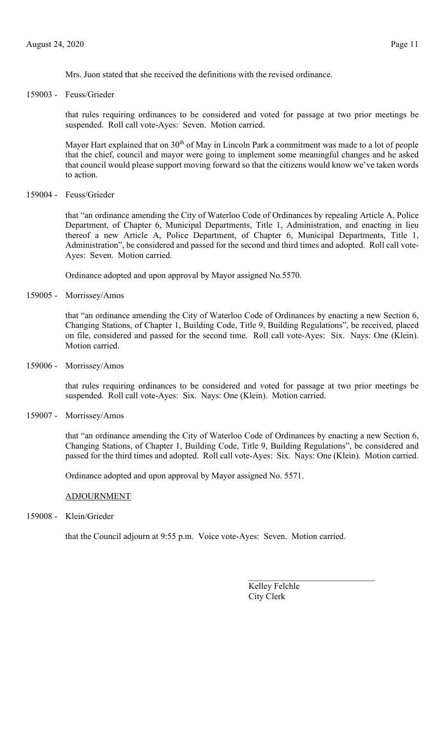Mrs. Juon stated that she received the definitions with the revised ordinance.

159003 - Feuss/Grieder

that rules requiring ordinances to be considered and voted for passage at two prior meetings be suspended. Roll call vote-Ayes: Seven. Motion carried.

Mayor Hart explained that on 30th of May in Lincoln Park a commitment was made to a lot of people that the chief, council and mayor were going to implement some meaningful changes and he asked that council would please support moving forward so that the citizens would know we've taken words to action.

159004 - Feuss/Grieder

that "an ordinance amending the City of Waterloo Code of Ordinances by repealing Article A, Police Department, of Chapter 6, Municipal Departments, Title 1, Administration, and enacting in lieu thereof a new Article A, Police Department, of Chapter 6, Municipal Departments, Title 1, Administration", be considered and passed for the second and third times and adopted. Roll call vote-Ayes: Seven. Motion carried.

Ordinance adopted and upon approval by Mayor assigned No.5570.

159005 - Morrissey/Amos

that "an ordinance amending the City of Waterloo Code of Ordinances by enacting a new Section 6, Changing Stations, of Chapter 1, Building Code, Title 9, Building Regulations", be received, placed on file, considered and passed for the second time. Roll call vote-Ayes: Six. Nays: One (Klein). Motion carried.

159006 - Morrissey/Amos

that rules requiring ordinances to be considered and voted for passage at two prior meetings be suspended. Roll call vote-Ayes: Six. Nays: One (Klein). Motion carried.

159007 - Morrissey/Amos

that "an ordinance amending the City of Waterloo Code of Ordinances by enacting a new Section 6, Changing Stations, of Chapter 1, Building Code, Title 9, Building Regulations", be considered and passed for the third times and adopted. Roll call vote-Ayes: Six. Nays: One (Klein). Motion carried.

Ordinance adopted and upon approval by Mayor assigned No. 5571.

ADJOURNMENT

159008 - Klein/Grieder

that the Council adjourn at 9:55 p.m. Voice vote-Ayes: Seven. Motion carried.

Kelley Felchle
City Clerk